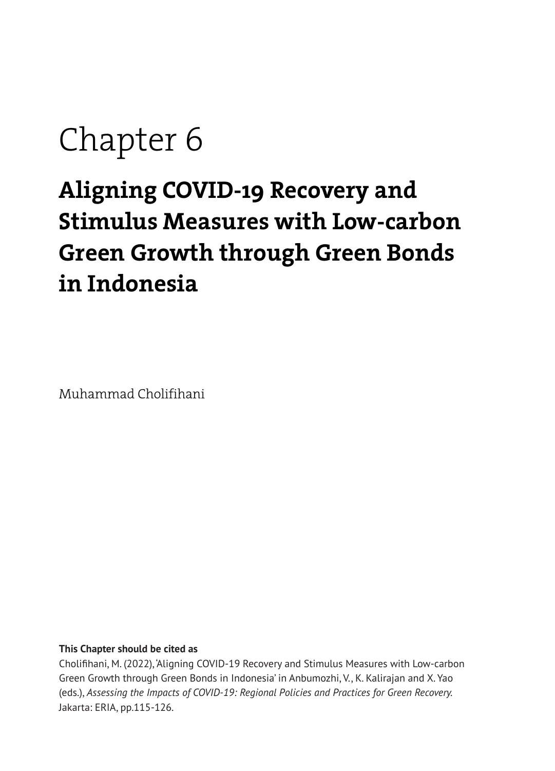# Chapter 6

## Aligning COVID-19 Recovery and Stimulus Measures with Low-carbon Green Growth through Green Bonds in Indonesia

Muhammad Cholifihani

**This Chapter should be cited as**

Cholifihani, M. (2022), 'Aligning COVID-19 Recovery and Stimulus Measures with Low-carbon Green Growth through Green Bonds in Indonesia' in Anbumozhi, V., K. Kalirajan and X. Yao (eds.), *Assessing the Impacts of COVID-19: Regional Policies and Practices for Green Recovery.* Jakarta: ERIA, pp.115-126.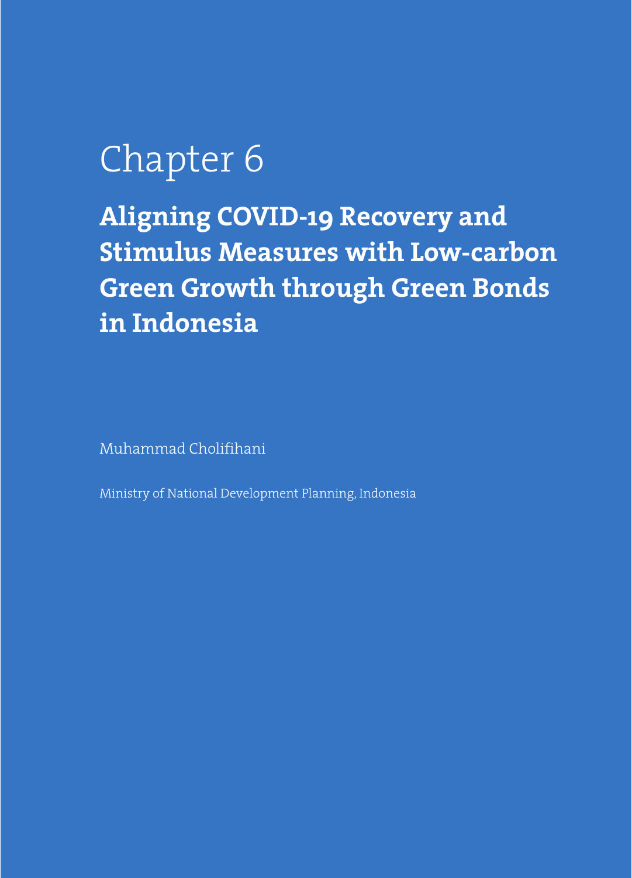# Chapter 6

## Aligning COVID-19 Recovery and Stimulus Measures with Low-carbon Green Growth through Green Bonds in Indonesia

Muhammad Cholifihani

Ministry of National Development Planning, Indonesia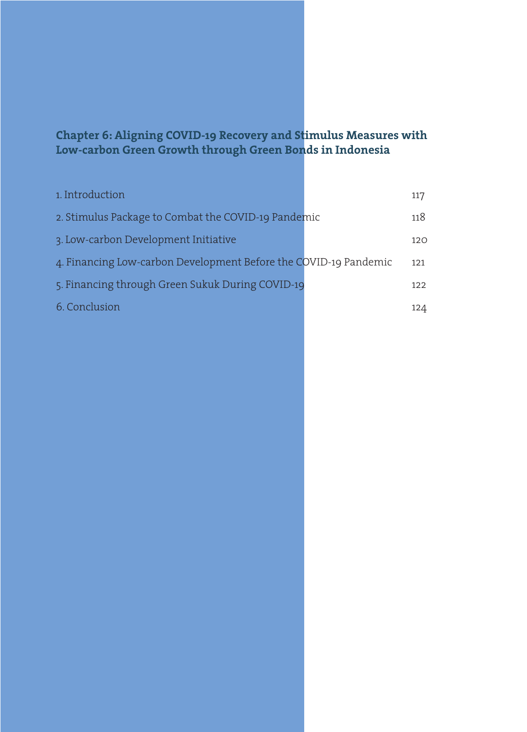## Chapter 6: Aligning COVID-19 Recovery and Stimulus Measures with Low-carbon Green Growth through Green Bonds in Indonesia

| | |
|---|---|
| 1. Introduction | 117 |
| 2. Stimulus Package to Combat the COVID-19 Pandemic | 118 |
| 3. Low-carbon Development Initiative | 120 |
| 4. Financing Low-carbon Development Before the COVID-19 Pandemic | 121 |
| 5. Financing through Green Sukuk During COVID-19 | 122 |
| 6. Conclusion | 124 |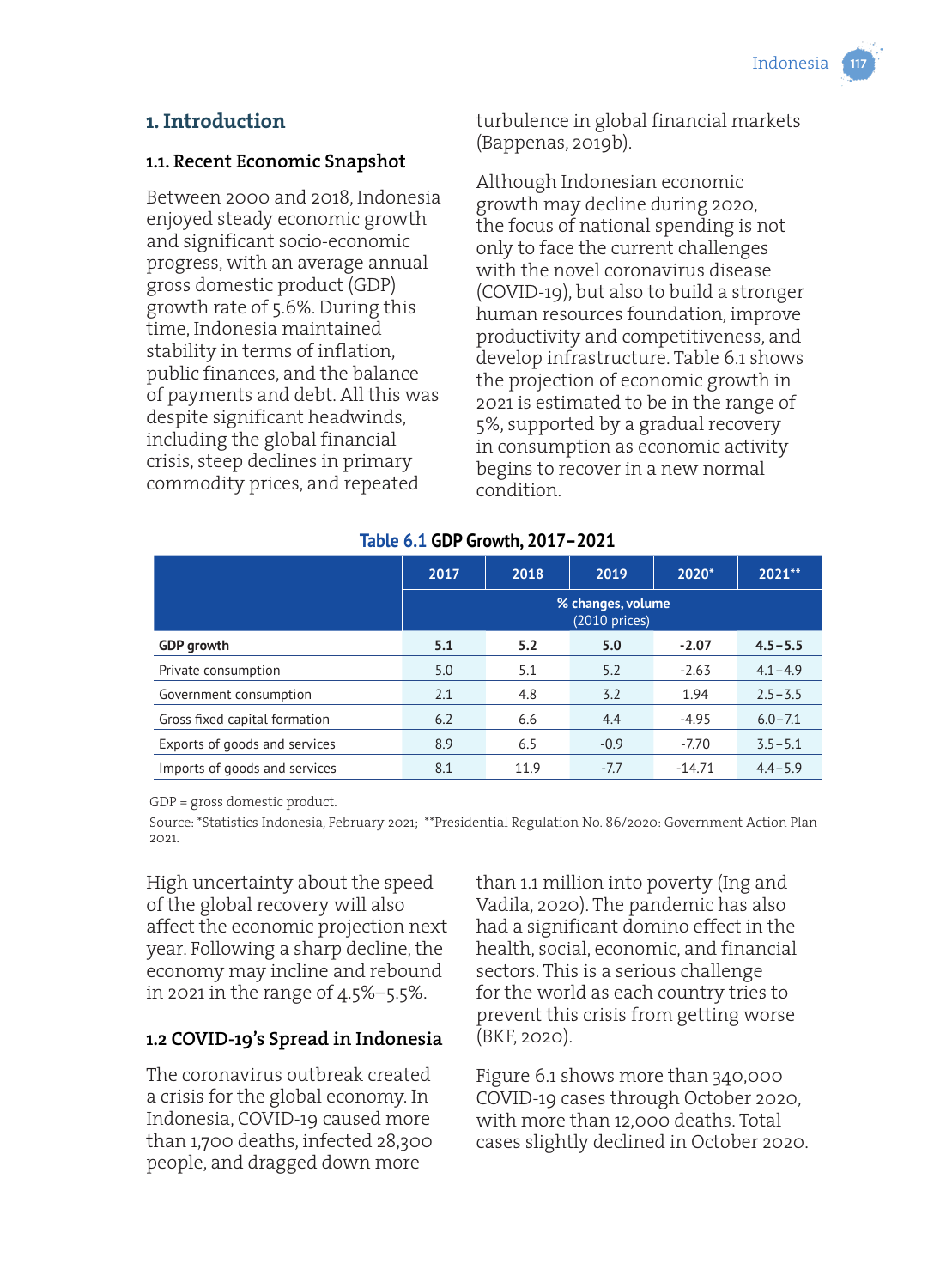## 1. Introduction

### 1.1. Recent Economic Snapshot

Between 2000 and 2018, Indonesia enjoyed steady economic growth and significant socio-economic progress, with an average annual gross domestic product (GDP) growth rate of 5.6%. During this time, Indonesia maintained stability in terms of inflation, public finances, and the balance of payments and debt. All this was despite significant headwinds, including the global financial crisis, steep declines in primary commodity prices, and repeated turbulence in global financial markets (Bappenas, 2019b).

Although Indonesian economic growth may decline during 2020, the focus of national spending is not only to face the current challenges with the novel coronavirus disease (COVID-19), but also to build a stronger human resources foundation, improve productivity and competitiveness, and develop infrastructure. Table 6.1 shows the projection of economic growth in 2021 is estimated to be in the range of 5%, supported by a gradual recovery in consumption as economic activity begins to recover in a new normal condition.

**Table 6.1 GDP Growth, 2017–2021**

| | 2017 | 2018 | 2019 | 2020* | 2021** |
|---|---|---|---|---|---|
| | % changes, volume (2010 prices) | | | | |
| **GDP growth** | **5.1** | **5.2** | **5.0** | **-2.07** | **4.5–5.5** |
| Private consumption | 5.0 | 5.1 | 5.2 | -2.63 | 4.1–4.9 |
| Government consumption | 2.1 | 4.8 | 3.2 | 1.94 | 2.5–3.5 |
| Gross fixed capital formation | 6.2 | 6.6 | 4.4 | -4.95 | 6.0–7.1 |
| Exports of goods and services | 8.9 | 6.5 | -0.9 | -7.70 | 3.5–5.1 |
| Imports of goods and services | 8.1 | 11.9 | -7.7 | -14.71 | 4.4–5.9 |

GDP = gross domestic product.

Source: *Statistics Indonesia, February 2021; **Presidential Regulation No. 86/2020: Government Action Plan 2021.

High uncertainty about the speed of the global recovery will also affect the economic projection next year. Following a sharp decline, the economy may incline and rebound in 2021 in the range of 4.5%–5.5%.

### 1.2 COVID-19's Spread in Indonesia

The coronavirus outbreak created a crisis for the global economy. In Indonesia, COVID-19 caused more than 1,700 deaths, infected 28,300 people, and dragged down more than 1.1 million into poverty (Ing and Vadila, 2020). The pandemic has also had a significant domino effect in the health, social, economic, and financial sectors. This is a serious challenge for the world as each country tries to prevent this crisis from getting worse (BKF, 2020).

Figure 6.1 shows more than 340,000 COVID-19 cases through October 2020, with more than 12,000 deaths. Total cases slightly declined in October 2020.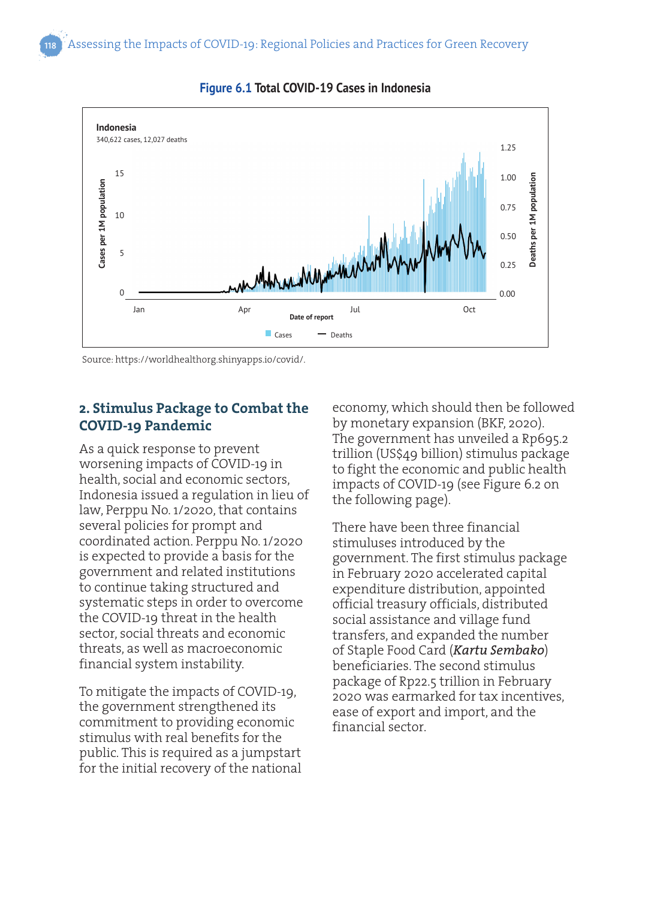**Figure 6.1** Total COVID-19 Cases in Indonesia

Indonesia

340,622 cases, 12,027 deaths

Source: https://worldhealthorg.shinyapps.io/covid/.

## 2. Stimulus Package to Combat the COVID-19 Pandemic

As a quick response to prevent worsening impacts of COVID-19 in health, social and economic sectors, Indonesia issued a regulation in lieu of law, Perppu No. 1/2020, that contains several policies for prompt and coordinated action. Perppu No. 1/2020 is expected to provide a basis for the government and related institutions to continue taking structured and systematic steps in order to overcome the COVID-19 threat in the health sector, social threats and economic threats, as well as macroeconomic financial system instability.

To mitigate the impacts of COVID-19, the government strengthened its commitment to providing economic stimulus with real benefits for the public. This is required as a jumpstart for the initial recovery of the national economy, which should then be followed by monetary expansion (BKF, 2020). The government has unveiled a Rp695.2 trillion (US$49 billion) stimulus package to fight the economic and public health impacts of COVID-19 (see Figure 6.2 on the following page).

There have been three financial stimuluses introduced by the government. The first stimulus package in February 2020 accelerated capital expenditure distribution, appointed official treasury officials, distributed social assistance and village fund transfers, and expanded the number of Staple Food Card (***Kartu Sembako***) beneficiaries. The second stimulus package of Rp22.5 trillion in February 2020 was earmarked for tax incentives, ease of export and import, and the financial sector.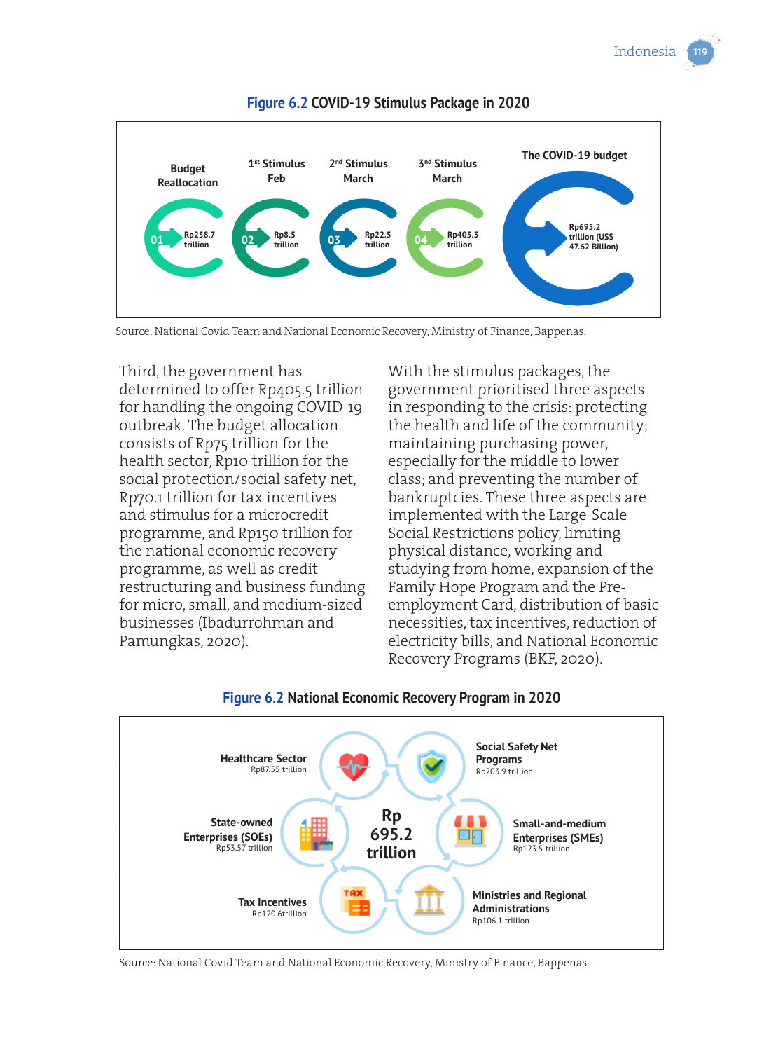**Figure 6.2 COVID-19 Stimulus Package in 2020**

| | Budget Reallocation | 1st Stimulus Feb | 2nd Stimulus March | 3rd Stimulus March | The COVID-19 budget |
|---|---|---|---|---|---|
| | 01 Rp258.7 trillion | 02 Rp8.5 trillion | 03 Rp22.5 trillion | 04 Rp405.5 trillion | Rp695.2 trillion (US$ 47.62 Billion) |

Source: National Covid Team and National Economic Recovery, Ministry of Finance, Bappenas.

Third, the government has determined to offer Rp405.5 trillion for handling the ongoing COVID-19 outbreak. The budget allocation consists of Rp75 trillion for the health sector, Rp10 trillion for the social protection/social safety net, Rp70.1 trillion for tax incentives and stimulus for a microcredit programme, and Rp150 trillion for the national economic recovery programme, as well as credit restructuring and business funding for micro, small, and medium-sized businesses (Ibadurrohman and Pamungkas, 2020).

With the stimulus packages, the government prioritised three aspects in responding to the crisis: protecting the health and life of the community; maintaining purchasing power, especially for the middle to lower class; and preventing the number of bankruptcies. These three aspects are implemented with the Large-Scale Social Restrictions policy, limiting physical distance, working and studying from home, expansion of the Family Hope Program and the Pre-employment Card, distribution of basic necessities, tax incentives, reduction of electricity bills, and National Economic Recovery Programs (BKF, 2020).

**Figure 6.2 National Economic Recovery Program in 2020**

Total: Rp 695.2 trillion

| Program | Amount |
|---|---|
| Healthcare Sector | Rp87.55 trillion |
| Social Safety Net Programs | Rp203.9 trillion |
| State-owned Enterprises (SOEs) | Rp53.57 trillion |
| Small-and-medium Enterprises (SMEs) | Rp123.5 trillion |
| Tax Incentives | Rp120.6trillion |
| Ministries and Regional Administrations | Rp106.1 trillion |

Source: National Covid Team and National Economic Recovery, Ministry of Finance, Bappenas.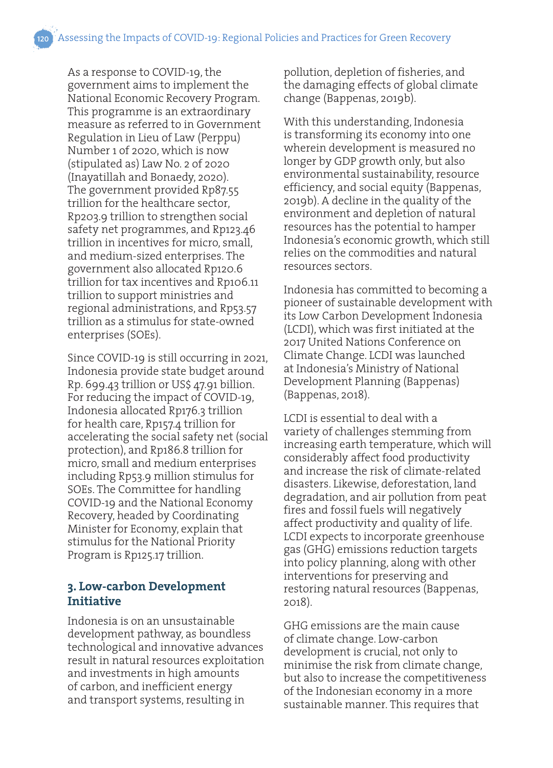As a response to COVID-19, the government aims to implement the National Economic Recovery Program. This programme is an extraordinary measure as referred to in Government Regulation in Lieu of Law (Perppu) Number 1 of 2020, which is now (stipulated as) Law No. 2 of 2020 (Inayatillah and Bonaedy, 2020). The government provided Rp87.55 trillion for the healthcare sector, Rp203.9 trillion to strengthen social safety net programmes, and Rp123.46 trillion in incentives for micro, small, and medium-sized enterprises. The government also allocated Rp120.6 trillion for tax incentives and Rp106.11 trillion to support ministries and regional administrations, and Rp53.57 trillion as a stimulus for state-owned enterprises (SOEs).

Since COVID-19 is still occurring in 2021, Indonesia provide state budget around Rp. 699.43 trillion or US$ 47.91 billion. For reducing the impact of COVID-19, Indonesia allocated Rp176.3 trillion for health care, Rp157.4 trillion for accelerating the social safety net (social protection), and Rp186.8 trillion for micro, small and medium enterprises including Rp53.9 million stimulus for SOEs. The Committee for handling COVID-19 and the National Economy Recovery, headed by Coordinating Minister for Economy, explain that stimulus for the National Priority Program is Rp125.17 trillion.

### 3. Low-carbon Development Initiative

Indonesia is on an unsustainable development pathway, as boundless technological and innovative advances result in natural resources exploitation and investments in high amounts of carbon, and inefficient energy and transport systems, resulting in pollution, depletion of fisheries, and the damaging effects of global climate change (Bappenas, 2019b).

With this understanding, Indonesia is transforming its economy into one wherein development is measured no longer by GDP growth only, but also environmental sustainability, resource efficiency, and social equity (Bappenas, 2019b). A decline in the quality of the environment and depletion of natural resources has the potential to hamper Indonesia's economic growth, which still relies on the commodities and natural resources sectors.

Indonesia has committed to becoming a pioneer of sustainable development with its Low Carbon Development Indonesia (LCDI), which was first initiated at the 2017 United Nations Conference on Climate Change. LCDI was launched at Indonesia's Ministry of National Development Planning (Bappenas) (Bappenas, 2018).

LCDI is essential to deal with a variety of challenges stemming from increasing earth temperature, which will considerably affect food productivity and increase the risk of climate-related disasters. Likewise, deforestation, land degradation, and air pollution from peat fires and fossil fuels will negatively affect productivity and quality of life. LCDI expects to incorporate greenhouse gas (GHG) emissions reduction targets into policy planning, along with other interventions for preserving and restoring natural resources (Bappenas, 2018).

GHG emissions are the main cause of climate change. Low-carbon development is crucial, not only to minimise the risk from climate change, but also to increase the competitiveness of the Indonesian economy in a more sustainable manner. This requires that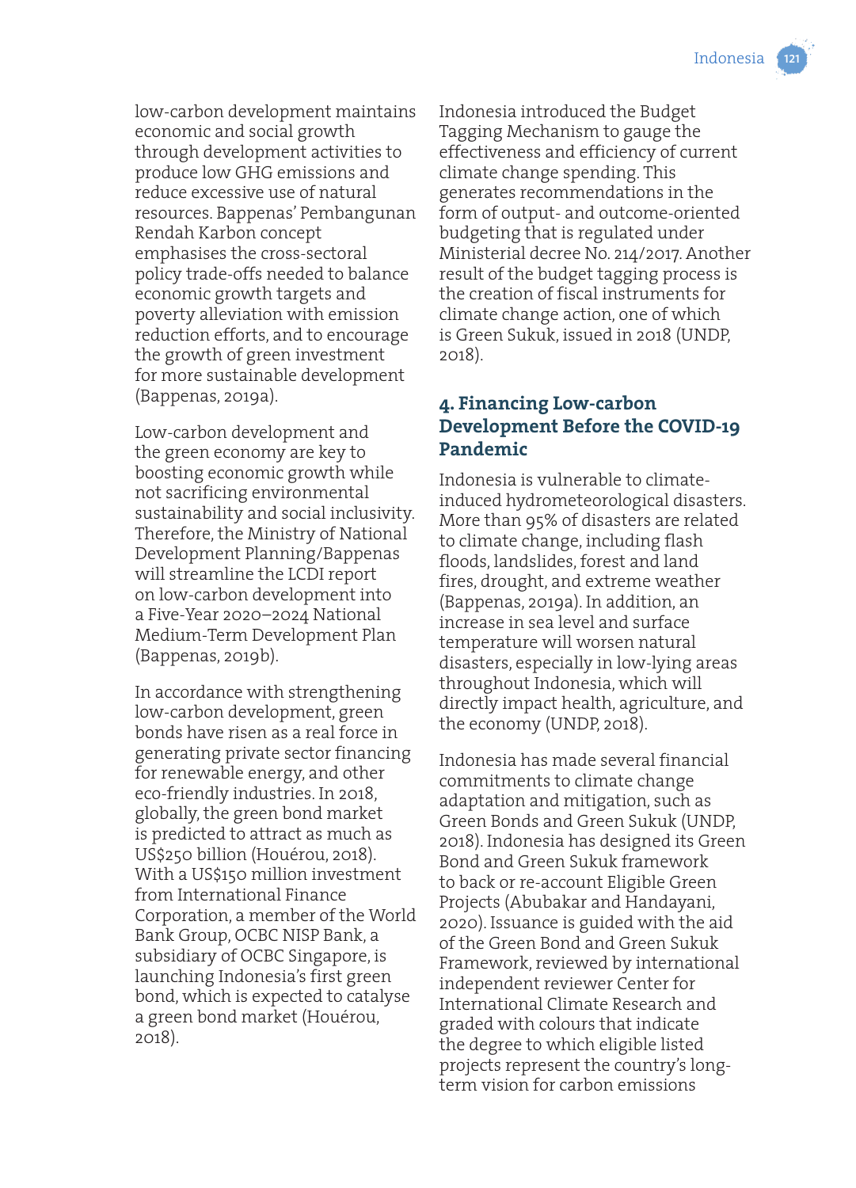low-carbon development maintains economic and social growth through development activities to produce low GHG emissions and reduce excessive use of natural resources. Bappenas' Pembangunan Rendah Karbon concept emphasises the cross-sectoral policy trade-offs needed to balance economic growth targets and poverty alleviation with emission reduction efforts, and to encourage the growth of green investment for more sustainable development (Bappenas, 2019a).

Low-carbon development and the green economy are key to boosting economic growth while not sacrificing environmental sustainability and social inclusivity. Therefore, the Ministry of National Development Planning/Bappenas will streamline the LCDI report on low-carbon development into a Five-Year 2020–2024 National Medium-Term Development Plan (Bappenas, 2019b).

In accordance with strengthening low-carbon development, green bonds have risen as a real force in generating private sector financing for renewable energy, and other eco-friendly industries. In 2018, globally, the green bond market is predicted to attract as much as US$250 billion (Houérou, 2018). With a US$150 million investment from International Finance Corporation, a member of the World Bank Group, OCBC NISP Bank, a subsidiary of OCBC Singapore, is launching Indonesia's first green bond, which is expected to catalyse a green bond market (Houérou, 2018).

Indonesia introduced the Budget Tagging Mechanism to gauge the effectiveness and efficiency of current climate change spending. This generates recommendations in the form of output- and outcome-oriented budgeting that is regulated under Ministerial decree No. 214/2017. Another result of the budget tagging process is the creation of fiscal instruments for climate change action, one of which is Green Sukuk, issued in 2018 (UNDP, 2018).

## 4. Financing Low-carbon Development Before the COVID-19 Pandemic

Indonesia is vulnerable to climate-induced hydrometeorological disasters. More than 95% of disasters are related to climate change, including flash floods, landslides, forest and land fires, drought, and extreme weather (Bappenas, 2019a). In addition, an increase in sea level and surface temperature will worsen natural disasters, especially in low-lying areas throughout Indonesia, which will directly impact health, agriculture, and the economy (UNDP, 2018).

Indonesia has made several financial commitments to climate change adaptation and mitigation, such as Green Bonds and Green Sukuk (UNDP, 2018). Indonesia has designed its Green Bond and Green Sukuk framework to back or re-account Eligible Green Projects (Abubakar and Handayani, 2020). Issuance is guided with the aid of the Green Bond and Green Sukuk Framework, reviewed by international independent reviewer Center for International Climate Research and graded with colours that indicate the degree to which eligible listed projects represent the country's long-term vision for carbon emissions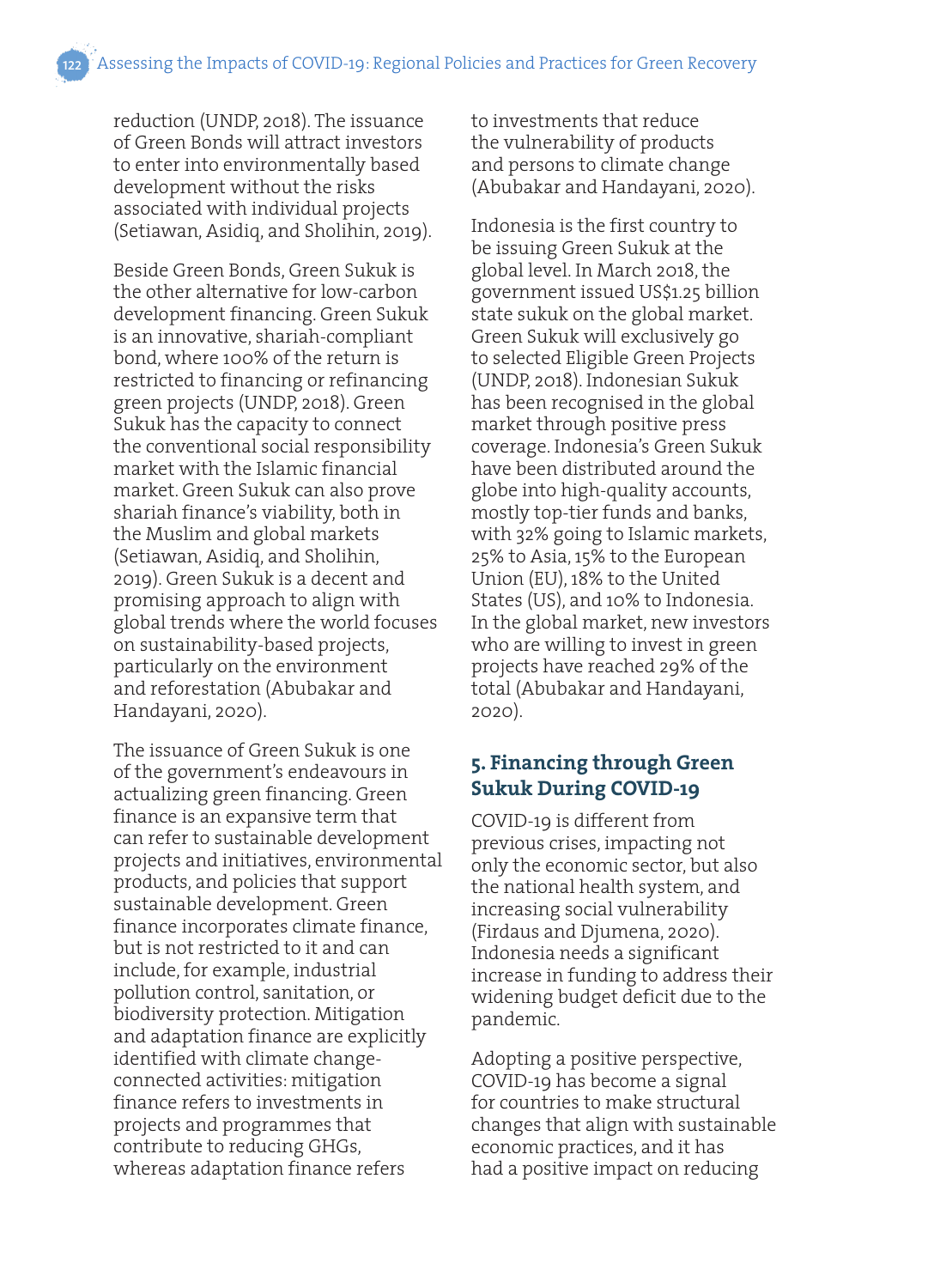reduction (UNDP, 2018). The issuance of Green Bonds will attract investors to enter into environmentally based development without the risks associated with individual projects (Setiawan, Asidiq, and Sholihin, 2019).

Beside Green Bonds, Green Sukuk is the other alternative for low-carbon development financing. Green Sukuk is an innovative, shariah-compliant bond, where 100% of the return is restricted to financing or refinancing green projects (UNDP, 2018). Green Sukuk has the capacity to connect the conventional social responsibility market with the Islamic financial market. Green Sukuk can also prove shariah finance's viability, both in the Muslim and global markets (Setiawan, Asidiq, and Sholihin, 2019). Green Sukuk is a decent and promising approach to align with global trends where the world focuses on sustainability-based projects, particularly on the environment and reforestation (Abubakar and Handayani, 2020).

The issuance of Green Sukuk is one of the government's endeavours in actualizing green financing. Green finance is an expansive term that can refer to sustainable development projects and initiatives, environmental products, and policies that support sustainable development. Green finance incorporates climate finance, but is not restricted to it and can include, for example, industrial pollution control, sanitation, or biodiversity protection. Mitigation and adaptation finance are explicitly identified with climate change-connected activities: mitigation finance refers to investments in projects and programmes that contribute to reducing GHGs, whereas adaptation finance refers to investments that reduce the vulnerability of products and persons to climate change (Abubakar and Handayani, 2020).

Indonesia is the first country to be issuing Green Sukuk at the global level. In March 2018, the government issued US$1.25 billion state sukuk on the global market. Green Sukuk will exclusively go to selected Eligible Green Projects (UNDP, 2018). Indonesian Sukuk has been recognised in the global market through positive press coverage. Indonesia's Green Sukuk have been distributed around the globe into high-quality accounts, mostly top-tier funds and banks, with 32% going to Islamic markets, 25% to Asia, 15% to the European Union (EU), 18% to the United States (US), and 10% to Indonesia. In the global market, new investors who are willing to invest in green projects have reached 29% of the total (Abubakar and Handayani, 2020).

## 5. Financing through Green Sukuk During COVID-19

COVID-19 is different from previous crises, impacting not only the economic sector, but also the national health system, and increasing social vulnerability (Firdaus and Djumena, 2020). Indonesia needs a significant increase in funding to address their widening budget deficit due to the pandemic.

Adopting a positive perspective, COVID-19 has become a signal for countries to make structural changes that align with sustainable economic practices, and it has had a positive impact on reducing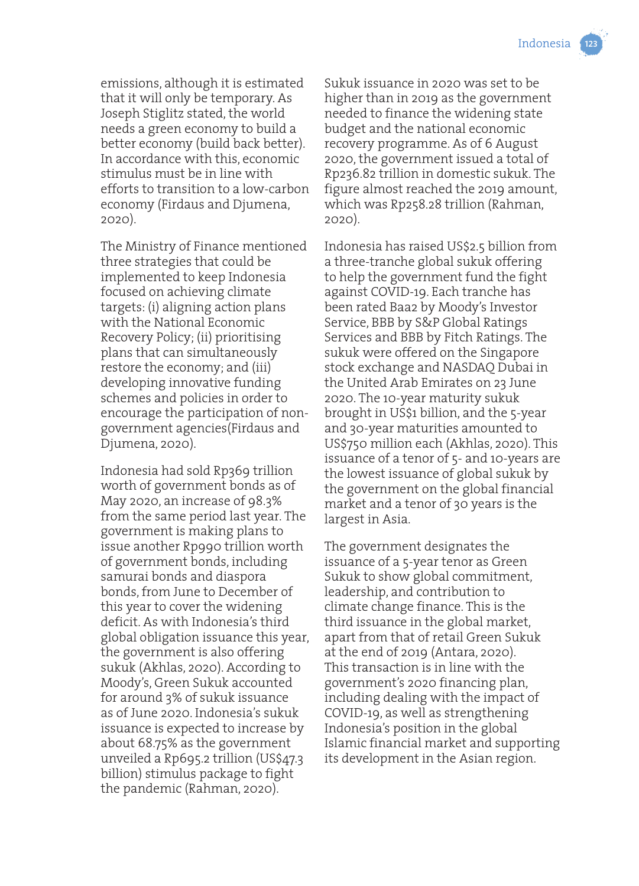emissions, although it is estimated that it will only be temporary. As Joseph Stiglitz stated, the world needs a green economy to build a better economy (build back better). In accordance with this, economic stimulus must be in line with efforts to transition to a low-carbon economy (Firdaus and Djumena, 2020).

The Ministry of Finance mentioned three strategies that could be implemented to keep Indonesia focused on achieving climate targets: (i) aligning action plans with the National Economic Recovery Policy; (ii) prioritising plans that can simultaneously restore the economy; and (iii) developing innovative funding schemes and policies in order to encourage the participation of non-government agencies(Firdaus and Djumena, 2020).

Indonesia had sold Rp369 trillion worth of government bonds as of May 2020, an increase of 98.3% from the same period last year. The government is making plans to issue another Rp990 trillion worth of government bonds, including samurai bonds and diaspora bonds, from June to December of this year to cover the widening deficit. As with Indonesia's third global obligation issuance this year, the government is also offering sukuk (Akhlas, 2020). According to Moody's, Green Sukuk accounted for around 3% of sukuk issuance as of June 2020. Indonesia's sukuk issuance is expected to increase by about 68.75% as the government unveiled a Rp695.2 trillion (US$47.3 billion) stimulus package to fight the pandemic (Rahman, 2020).

Sukuk issuance in 2020 was set to be higher than in 2019 as the government needed to finance the widening state budget and the national economic recovery programme. As of 6 August 2020, the government issued a total of Rp236.82 trillion in domestic sukuk. The figure almost reached the 2019 amount, which was Rp258.28 trillion (Rahman, 2020).

Indonesia has raised US$2.5 billion from a three-tranche global sukuk offering to help the government fund the fight against COVID-19. Each tranche has been rated Baa2 by Moody's Investor Service, BBB by S&P Global Ratings Services and BBB by Fitch Ratings. The sukuk were offered on the Singapore stock exchange and NASDAQ Dubai in the United Arab Emirates on 23 June 2020. The 10-year maturity sukuk brought in US$1 billion, and the 5-year and 30-year maturities amounted to US$750 million each (Akhlas, 2020). This issuance of a tenor of 5- and 10-years are the lowest issuance of global sukuk by the government on the global financial market and a tenor of 30 years is the largest in Asia.

The government designates the issuance of a 5-year tenor as Green Sukuk to show global commitment, leadership, and contribution to climate change finance. This is the third issuance in the global market, apart from that of retail Green Sukuk at the end of 2019 (Antara, 2020). This transaction is in line with the government's 2020 financing plan, including dealing with the impact of COVID-19, as well as strengthening Indonesia's position in the global Islamic financial market and supporting its development in the Asian region.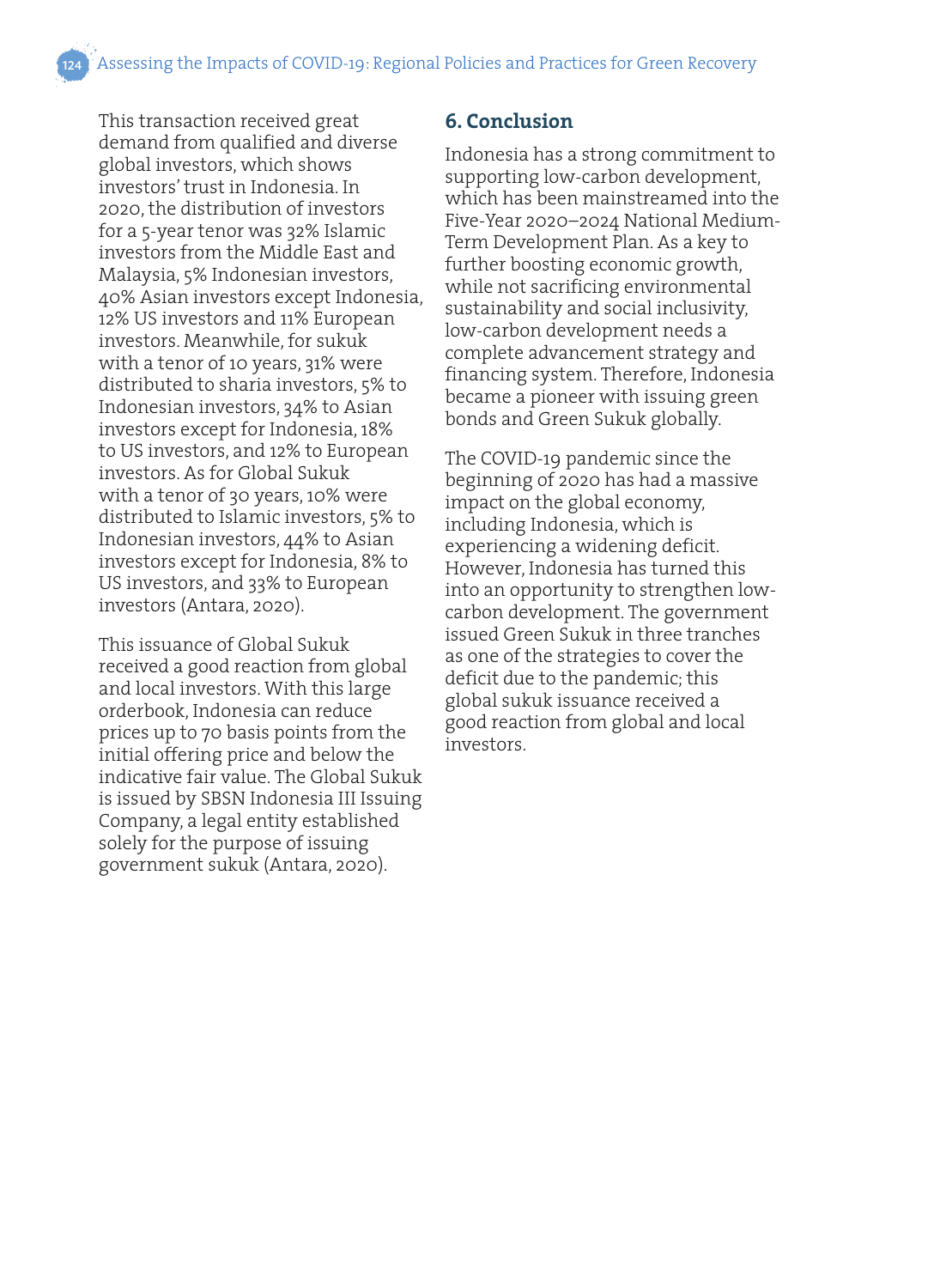This transaction received great demand from qualified and diverse global investors, which shows investors' trust in Indonesia. In 2020, the distribution of investors for a 5-year tenor was 32% Islamic investors from the Middle East and Malaysia, 5% Indonesian investors, 40% Asian investors except Indonesia, 12% US investors and 11% European investors. Meanwhile, for sukuk with a tenor of 10 years, 31% were distributed to sharia investors, 5% to Indonesian investors, 34% to Asian investors except for Indonesia, 18% to US investors, and 12% to European investors. As for Global Sukuk with a tenor of 30 years, 10% were distributed to Islamic investors, 5% to Indonesian investors, 44% to Asian investors except for Indonesia, 8% to US investors, and 33% to European investors (Antara, 2020).

This issuance of Global Sukuk received a good reaction from global and local investors. With this large orderbook, Indonesia can reduce prices up to 70 basis points from the initial offering price and below the indicative fair value. The Global Sukuk is issued by SBSN Indonesia III Issuing Company, a legal entity established solely for the purpose of issuing government sukuk (Antara, 2020).

## 6. Conclusion

Indonesia has a strong commitment to supporting low-carbon development, which has been mainstreamed into the Five-Year 2020–2024 National Medium-Term Development Plan. As a key to further boosting economic growth, while not sacrificing environmental sustainability and social inclusivity, low-carbon development needs a complete advancement strategy and financing system. Therefore, Indonesia became a pioneer with issuing green bonds and Green Sukuk globally.

The COVID-19 pandemic since the beginning of 2020 has had a massive impact on the global economy, including Indonesia, which is experiencing a widening deficit. However, Indonesia has turned this into an opportunity to strengthen low-carbon development. The government issued Green Sukuk in three tranches as one of the strategies to cover the deficit due to the pandemic; this global sukuk issuance received a good reaction from global and local investors.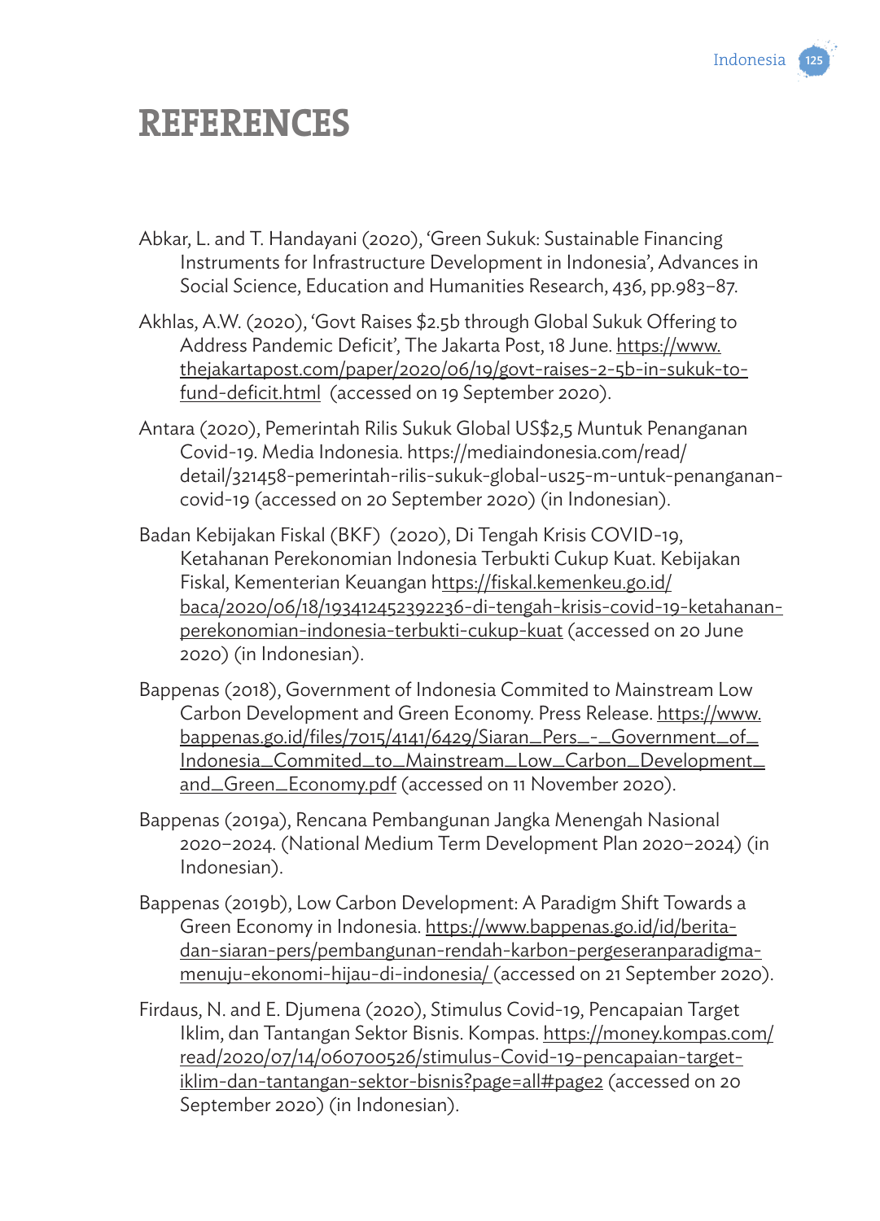# REFERENCES

Abkar, L. and T. Handayani (2020), 'Green Sukuk: Sustainable Financing Instruments for Infrastructure Development in Indonesia', Advances in Social Science, Education and Humanities Research, 436, pp.983–87.

Akhlas, A.W. (2020), 'Govt Raises $2.5b through Global Sukuk Offering to Address Pandemic Deficit', The Jakarta Post, 18 June. https://www.thejakartapost.com/paper/2020/06/19/govt-raises-2-5b-in-sukuk-to-fund-deficit.html (accessed on 19 September 2020).

Antara (2020), Pemerintah Rilis Sukuk Global US$2,5 Muntuk Penanganan Covid-19. Media Indonesia. https://mediaindonesia.com/read/detail/321458-pemerintah-rilis-sukuk-global-us25-m-untuk-penanganan-covid-19 (accessed on 20 September 2020) (in Indonesian).

Badan Kebijakan Fiskal (BKF) (2020), Di Tengah Krisis COVID-19, Ketahanan Perekonomian Indonesia Terbukti Cukup Kuat. Kebijakan Fiskal, Kementerian Keuangan https://fiskal.kemenkeu.go.id/baca/2020/06/18/193412452392236-di-tengah-krisis-covid-19-ketahanan-perekonomian-indonesia-terbukti-cukup-kuat (accessed on 20 June 2020) (in Indonesian).

Bappenas (2018), Government of Indonesia Commited to Mainstream Low Carbon Development and Green Economy. Press Release. https://www.bappenas.go.id/files/7015/4141/6429/Siaran_Pers_-_Government_of_Indonesia_Commited_to_Mainstream_Low_Carbon_Development_and_Green_Economy.pdf (accessed on 11 November 2020).

Bappenas (2019a), Rencana Pembangunan Jangka Menengah Nasional 2020–2024. (National Medium Term Development Plan 2020–2024) (in Indonesian).

Bappenas (2019b), Low Carbon Development: A Paradigm Shift Towards a Green Economy in Indonesia. https://www.bappenas.go.id/id/berita-dan-siaran-pers/pembangunan-rendah-karbon-pergeseranparadigma-menuju-ekonomi-hijau-di-indonesia/ (accessed on 21 September 2020).

Firdaus, N. and E. Djumena (2020), Stimulus Covid-19, Pencapaian Target Iklim, dan Tantangan Sektor Bisnis. Kompas. https://money.kompas.com/read/2020/07/14/060700526/stimulus-Covid-19-pencapaian-target-iklim-dan-tantangan-sektor-bisnis?page=all#page2 (accessed on 20 September 2020) (in Indonesian).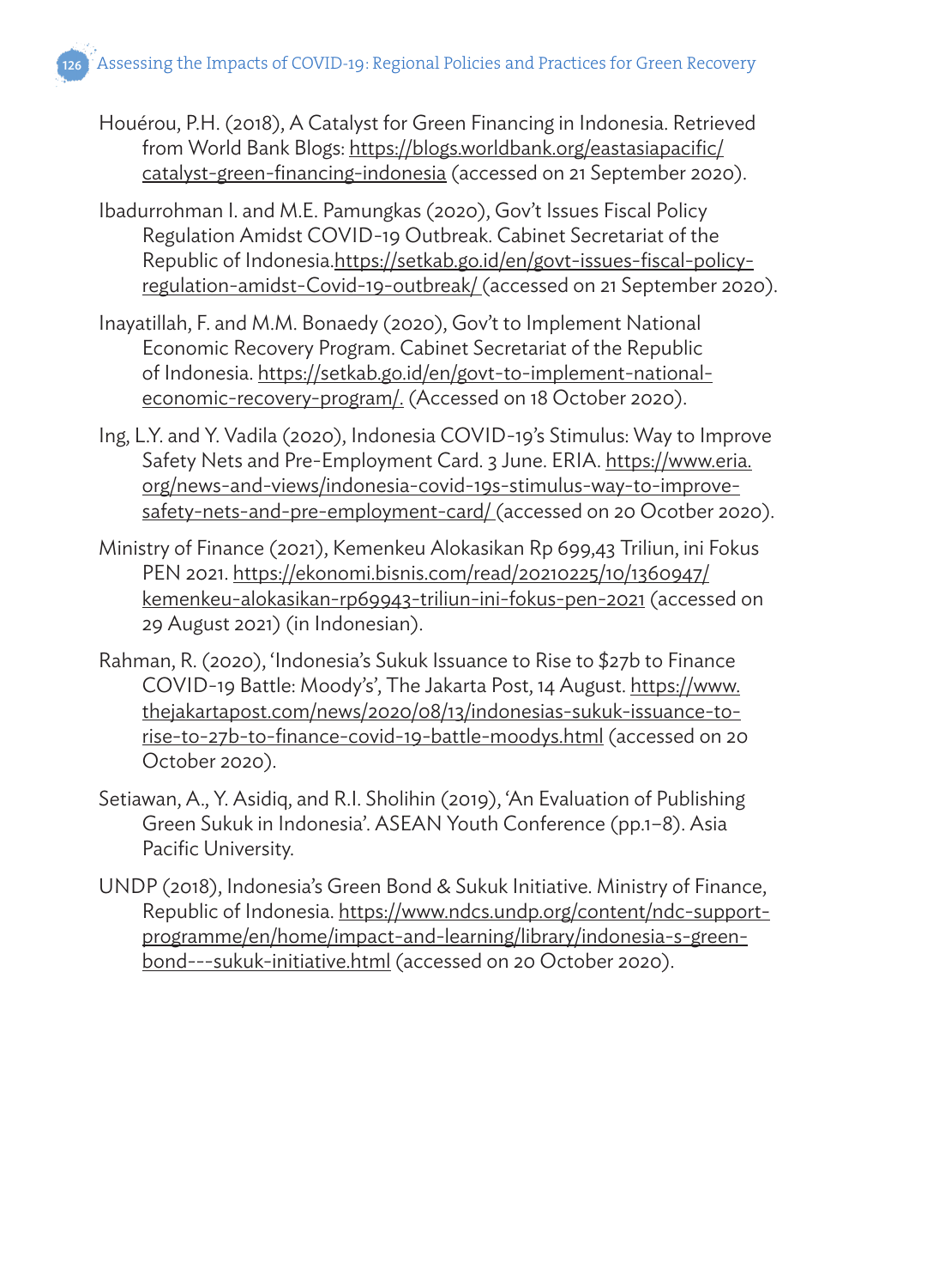Houérou, P.H. (2018), A Catalyst for Green Financing in Indonesia. Retrieved from World Bank Blogs: https://blogs.worldbank.org/eastasiapacific/catalyst-green-financing-indonesia (accessed on 21 September 2020).

Ibadurrohman I. and M.E. Pamungkas (2020), Gov't Issues Fiscal Policy Regulation Amidst COVID-19 Outbreak. Cabinet Secretariat of the Republic of Indonesia.https://setkab.go.id/en/govt-issues-fiscal-policy-regulation-amidst-Covid-19-outbreak/ (accessed on 21 September 2020).

Inayatillah, F. and M.M. Bonaedy (2020), Gov't to Implement National Economic Recovery Program. Cabinet Secretariat of the Republic of Indonesia. https://setkab.go.id/en/govt-to-implement-national-economic-recovery-program/. (Accessed on 18 October 2020).

Ing, L.Y. and Y. Vadila (2020), Indonesia COVID-19's Stimulus: Way to Improve Safety Nets and Pre-Employment Card. 3 June. ERIA. https://www.eria.org/news-and-views/indonesia-covid-19s-stimulus-way-to-improve-safety-nets-and-pre-employment-card/ (accessed on 20 Ocotber 2020).

Ministry of Finance (2021), Kemenkeu Alokasikan Rp 699,43 Triliun, ini Fokus PEN 2021. https://ekonomi.bisnis.com/read/20210225/10/1360947/kemenkeu-alokasikan-rp69943-triliun-ini-fokus-pen-2021 (accessed on 29 August 2021) (in Indonesian).

Rahman, R. (2020), 'Indonesia's Sukuk Issuance to Rise to $27b to Finance COVID-19 Battle: Moody's', The Jakarta Post, 14 August. https://www.thejakartapost.com/news/2020/08/13/indonesias-sukuk-issuance-to-rise-to-27b-to-finance-covid-19-battle-moodys.html (accessed on 20 October 2020).

Setiawan, A., Y. Asidiq, and R.I. Sholihin (2019), 'An Evaluation of Publishing Green Sukuk in Indonesia'. ASEAN Youth Conference (pp.1–8). Asia Pacific University.

UNDP (2018), Indonesia's Green Bond & Sukuk Initiative. Ministry of Finance, Republic of Indonesia. https://www.ndcs.undp.org/content/ndc-support-programme/en/home/impact-and-learning/library/indonesia-s-green-bond---sukuk-initiative.html (accessed on 20 October 2020).